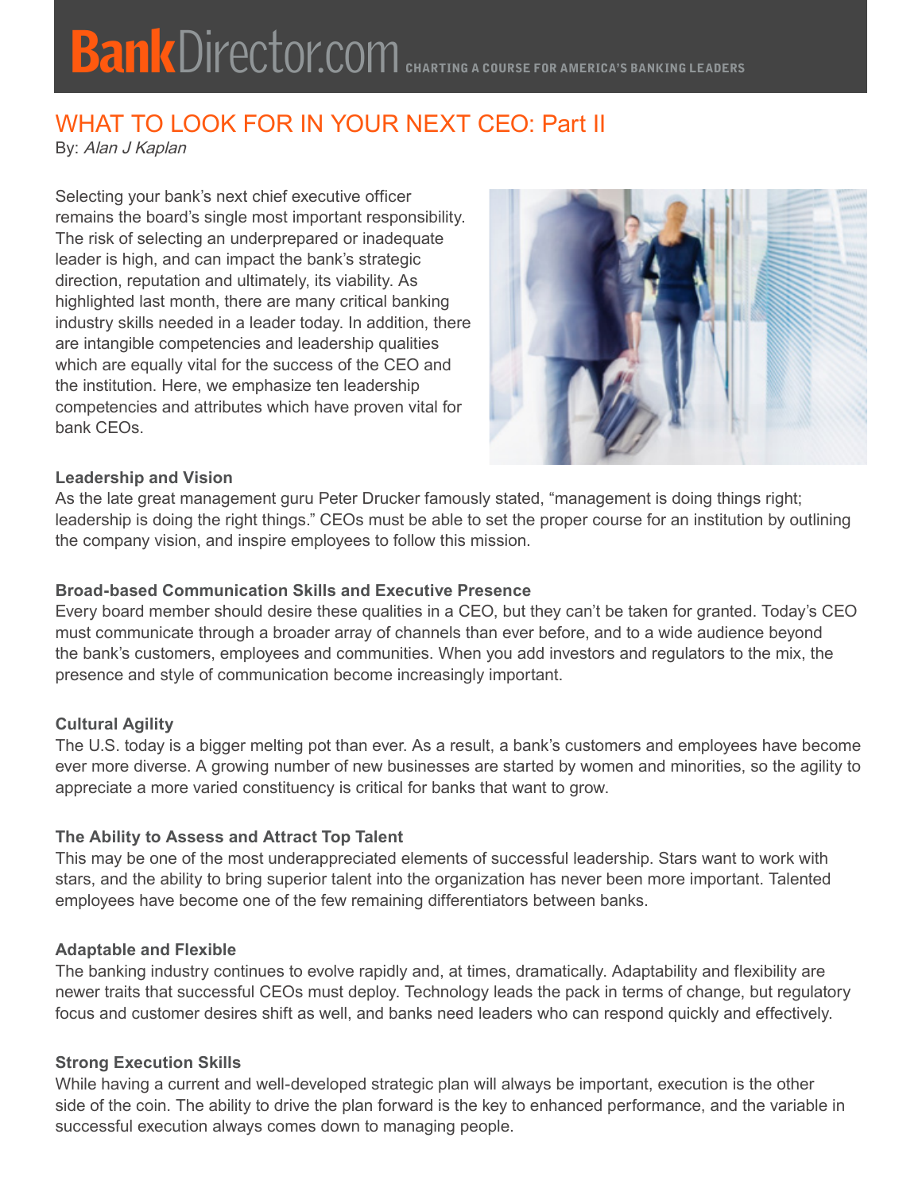# WHAT TO LOOK FOR IN YOUR NEXT CEO: Part II

By: *Alan J Kaplan*

Selecting your bank's next chief executive officer remains the board's single most important responsibility. The risk of selecting an underprepared or inadequate leader is high, and can impact the bank's strategic direction, reputation and ultimately, its viability. As highlighted last month, there are many critical banking industry skills needed in a leader today. In addition, there are intangible competencies and leadership qualities which are equally vital for the success of the CEO and the institution. Here, we emphasize ten leadership competencies and attributes which have proven vital for bank CEOs.

**Leadership and Vision**

As the late great management guru Peter Drucker famously stated, "management is doing things right; leadership is doing the right things." CEOs must be able to set the proper course for an institution by outlining the company vision, and inspire employees to follow this mission.

**Broad-based Communication Skills and Executive Presence**

Every board member should desire these qualities in a CEO, but they can't be taken for granted. Today's CEO must communicate through a broader array of channels than ever before, and to a wide audience beyond the bank's customers, employees and communities. When you add investors and regulators to the mix, the presence and style of communication become increasingly important.

**Cultural Agility**

The U.S. today is a bigger melting pot than ever. As a result, a bank's customers and employees have become ever more diverse. A growing number of new businesses are started by women and minorities, so the agility to appreciate a more varied constituency is critical for banks that want to grow.

**The Ability to Assess and Attract Top Talent**

This may be one of the most underappreciated elements of successful leadership. Stars want to work with stars, and the ability to bring superior talent into the organization has never been more important. Talented employees have become one of the few remaining differentiators between banks.

**Adaptable and Flexible**

The banking industry continues to evolve rapidly and, at times, dramatically. Adaptability and flexibility are newer traits that successful CEOs must deploy. Technology leads the pack in terms of change, but regulatory focus and customer desires shift as well, and banks need leaders who can respond quickly and effectively.

**Strong Execution Skills**

While having a current and well-developed strategic plan will always be important, execution is the other side of the coin. The ability to drive the plan forward is the key to enhanced performance, and the variable in successful execution always comes down to managing people.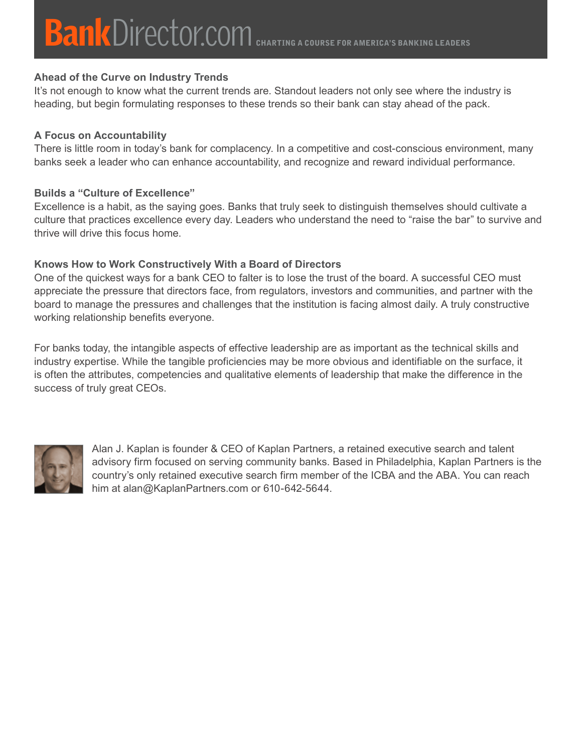**Ahead of the Curve on Industry Trends**
It's not enough to know what the current trends are. Standout leaders not only see where the industry is heading, but begin formulating responses to these trends so their bank can stay ahead of the pack.

**A Focus on Accountability**
There is little room in today's bank for complacency. In a competitive and cost-conscious environment, many banks seek a leader who can enhance accountability, and recognize and reward individual performance.

**Builds a "Culture of Excellence"**
Excellence is a habit, as the saying goes. Banks that truly seek to distinguish themselves should cultivate a culture that practices excellence every day. Leaders who understand the need to "raise the bar" to survive and thrive will drive this focus home.

**Knows How to Work Constructively With a Board of Directors**
One of the quickest ways for a bank CEO to falter is to lose the trust of the board. A successful CEO must appreciate the pressure that directors face, from regulators, investors and communities, and partner with the board to manage the pressures and challenges that the institution is facing almost daily. A truly constructive working relationship benefits everyone.

For banks today, the intangible aspects of effective leadership are as important as the technical skills and industry expertise. While the tangible proficiencies may be more obvious and identifiable on the surface, it is often the attributes, competencies and qualitative elements of leadership that make the difference in the success of truly great CEOs.

Alan J. Kaplan is founder & CEO of Kaplan Partners, a retained executive search and talent advisory firm focused on serving community banks. Based in Philadelphia, Kaplan Partners is the country's only retained executive search firm member of the ICBA and the ABA. You can reach him at alan@KaplanPartners.com or 610-642-5644.